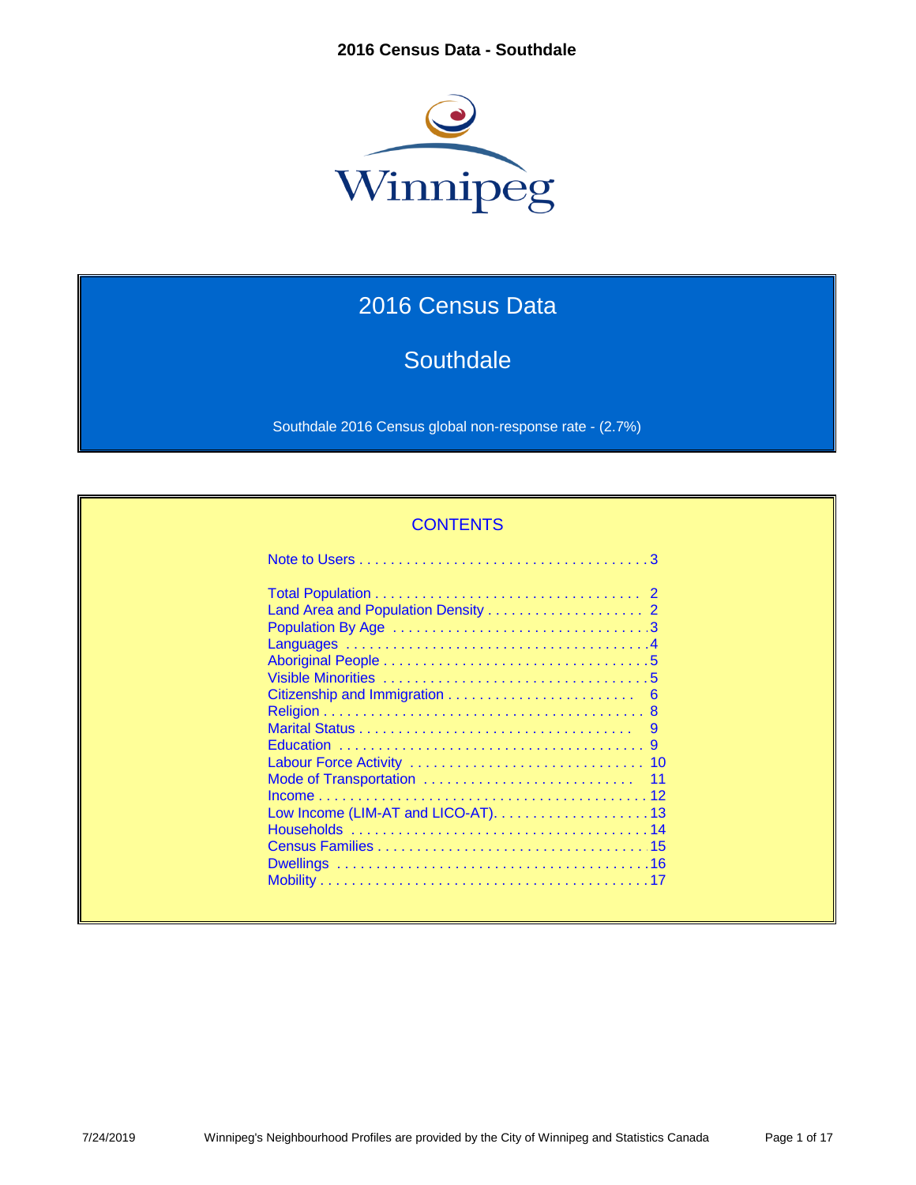# 2016 Census Data - Southdale

Winnipeg

## 2016 Census Data

## Southdale

Southdale 2016 Census global non-response rate - (2.7%)

### CONTENTS

| Section | Page |
|---|---|
| Note to Users | 3 |
| Total Population | 2 |
| Land Area and Population Density | 2 |
| Population By Age | 3 |
| Languages | 4 |
| Aboriginal People | 5 |
| Visible Minorities | 5 |
| Citizenship and Immigration | 6 |
| Religion | 8 |
| Marital Status | 9 |
| Education | 9 |
| Labour Force Activity | 10 |
| Mode of Transportation | 11 |
| Income | 12 |
| Low Income (LIM-AT and LICO-AT) | 13 |
| Households | 14 |
| Census Families | 15 |
| Dwellings | 16 |
| Mobility | 17 |

7/24/2019 Winnipeg's Neighbourhood Profiles are provided by the City of Winnipeg and Statistics Canada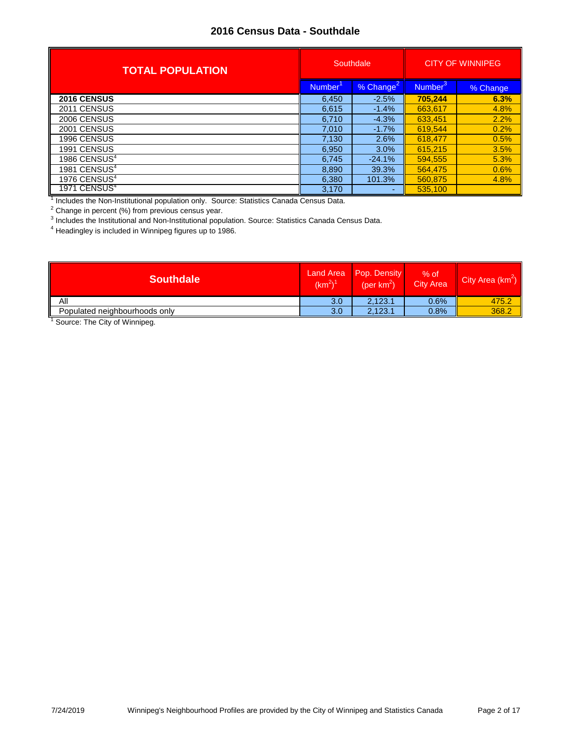# 2016 Census Data - Southdale

| TOTAL POPULATION | Southdale | | CITY OF WINNIPEG | |
|---|---|---|---|---|
| | Number[1] | % Change[2] | Number[3] | % Change |
| **2016 CENSUS** | 6,450 | -2.5% | **705,244** | **6.3%** |
| 2011 CENSUS | 6,615 | -1.4% | 663,617 | 4.8% |
| 2006 CENSUS | 6,710 | -4.3% | 633,451 | 2.2% |
| 2001 CENSUS | 7,010 | -1.7% | 619,544 | 0.2% |
| 1996 CENSUS | 7,130 | 2.6% | 618,477 | 0.5% |
| 1991 CENSUS | 6,950 | 3.0% | 615,215 | 3.5% |
| 1986 CENSUS[4] | 6,745 | -24.1% | 594,555 | 5.3% |
| 1981 CENSUS[4] | 8,890 | 39.3% | 564,475 | 0.6% |
| 1976 CENSUS[4] | 6,380 | 101.3% | 560,875 | 4.8% |
| 1971 CENSUS[4] | 3,170 | - | 535,100 | |

[1] Includes the Non-Institutional population only. Source: Statistics Canada Census Data.

[2] Change in percent (%) from previous census year.

[3] Includes the Institutional and Non-Institutional population. Source: Statistics Canada Census Data.

[4] Headingley is included in Winnipeg figures up to 1986.

| Southdale | Land Area ($km^2$)[1] | Pop. Density (per $km^2$) | % of City Area | City Area ($km^2$) |
|---|---|---|---|---|
| All | 3.0 | 2,123.1 | 0.6% | 475.2 |
| Populated neighbourhoods only | 3.0 | 2,123.1 | 0.8% | 368.2 |

[1] Source: The City of Winnipeg.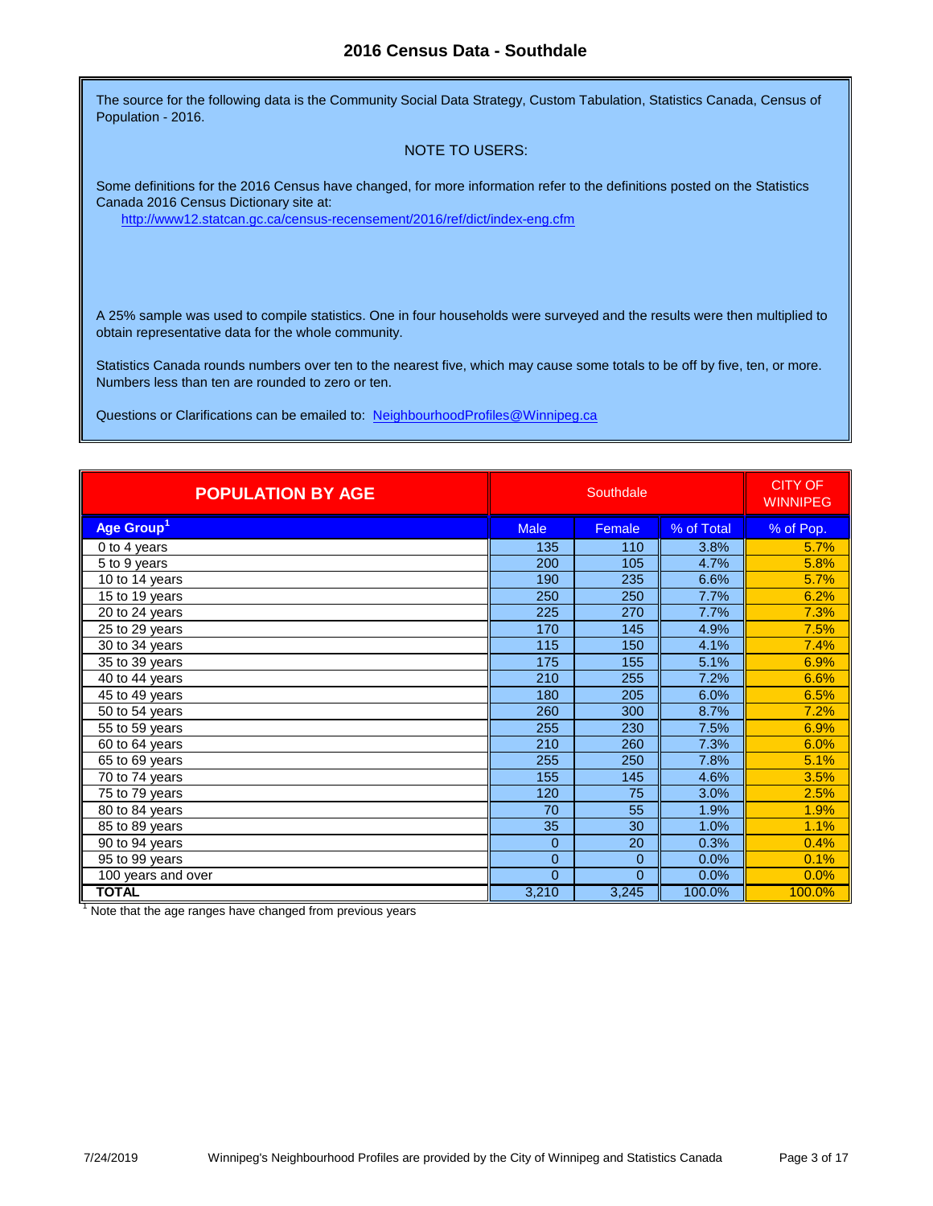# 2016 Census Data - Southdale

The source for the following data is the Community Social Data Strategy, Custom Tabulation, Statistics Canada, Census of Population - 2016.

NOTE TO USERS:

Some definitions for the 2016 Census have changed, for more information refer to the definitions posted on the Statistics Canada 2016 Census Dictionary site at:
http://www12.statcan.gc.ca/census-recensement/2016/ref/dict/index-eng.cfm

A 25% sample was used to compile statistics. One in four households were surveyed and the results were then multiplied to obtain representative data for the whole community.

Statistics Canada rounds numbers over ten to the nearest five, which may cause some totals to be off by five, ten, or more. Numbers less than ten are rounded to zero or ten.

Questions or Clarifications can be emailed to: NeighbourhoodProfiles@Winnipeg.ca

| POPULATION BY AGE | Southdale | | | CITY OF WINNIPEG |
|---|---|---|---|---|
| Age Group[1] | Male | Female | % of Total | % of Pop. |
| 0 to 4 years | 135 | 110 | 3.8% | 5.7% |
| 5 to 9 years | 200 | 105 | 4.7% | 5.8% |
| 10 to 14 years | 190 | 235 | 6.6% | 5.7% |
| 15 to 19 years | 250 | 250 | 7.7% | 6.2% |
| 20 to 24 years | 225 | 270 | 7.7% | 7.3% |
| 25 to 29 years | 170 | 145 | 4.9% | 7.5% |
| 30 to 34 years | 115 | 150 | 4.1% | 7.4% |
| 35 to 39 years | 175 | 155 | 5.1% | 6.9% |
| 40 to 44 years | 210 | 255 | 7.2% | 6.6% |
| 45 to 49 years | 180 | 205 | 6.0% | 6.5% |
| 50 to 54 years | 260 | 300 | 8.7% | 7.2% |
| 55 to 59 years | 255 | 230 | 7.5% | 6.9% |
| 60 to 64 years | 210 | 260 | 7.3% | 6.0% |
| 65 to 69 years | 255 | 250 | 7.8% | 5.1% |
| 70 to 74 years | 155 | 145 | 4.6% | 3.5% |
| 75 to 79 years | 120 | 75 | 3.0% | 2.5% |
| 80 to 84 years | 70 | 55 | 1.9% | 1.9% |
| 85 to 89 years | 35 | 30 | 1.0% | 1.1% |
| 90 to 94 years | 0 | 20 | 0.3% | 0.4% |
| 95 to 99 years | 0 | 0 | 0.0% | 0.1% |
| 100 years and over | 0 | 0 | 0.0% | 0.0% |
| **TOTAL** | 3,210 | 3,245 | 100.0% | 100.0% |

[1] Note that the age ranges have changed from previous years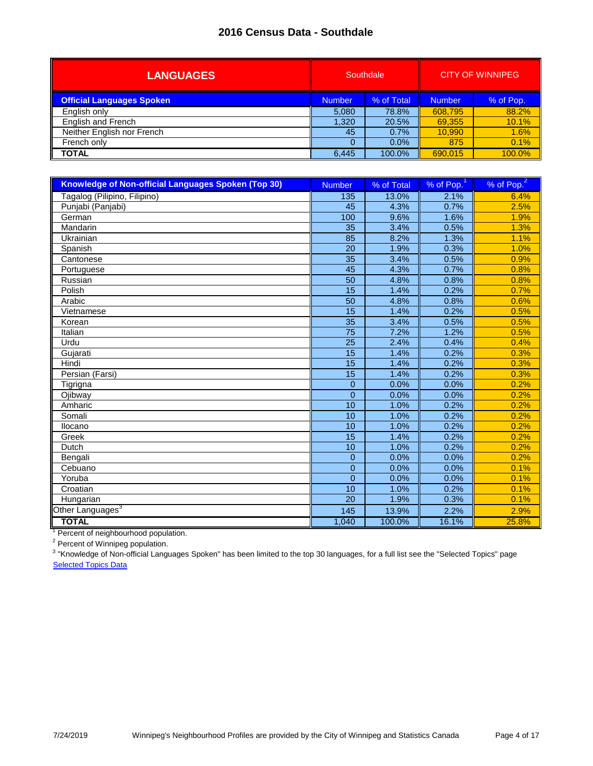# 2016 Census Data - Southdale

| LANGUAGES | Southdale | | CITY OF WINNIPEG | |
|---|---|---|---|---|
| **Official Languages Spoken** | Number | % of Total | Number | % of Pop. |
| English only | 5,080 | 78.8% | 608,795 | 88.2% |
| English and French | 1,320 | 20.5% | 69,355 | 10.1% |
| Neither English nor French | 45 | 0.7% | 10,990 | 1.6% |
| French only | 0 | 0.0% | 875 | 0.1% |
| **TOTAL** | 6,445 | 100.0% | 690,015 | 100.0% |

| Knowledge of Non-official Languages Spoken (Top 30) | Number | % of Total | % of Pop.[1] | % of Pop.[2] |
|---|---|---|---|---|
| Tagalog (Pilipino, Filipino) | 135 | 13.0% | 2.1% | 6.4% |
| Punjabi (Panjabi) | 45 | 4.3% | 0.7% | 2.5% |
| German | 100 | 9.6% | 1.6% | 1.9% |
| Mandarin | 35 | 3.4% | 0.5% | 1.3% |
| Ukrainian | 85 | 8.2% | 1.3% | 1.1% |
| Spanish | 20 | 1.9% | 0.3% | 1.0% |
| Cantonese | 35 | 3.4% | 0.5% | 0.9% |
| Portuguese | 45 | 4.3% | 0.7% | 0.8% |
| Russian | 50 | 4.8% | 0.8% | 0.8% |
| Polish | 15 | 1.4% | 0.2% | 0.7% |
| Arabic | 50 | 4.8% | 0.8% | 0.6% |
| Vietnamese | 15 | 1.4% | 0.2% | 0.5% |
| Korean | 35 | 3.4% | 0.5% | 0.5% |
| Italian | 75 | 7.2% | 1.2% | 0.5% |
| Urdu | 25 | 2.4% | 0.4% | 0.4% |
| Gujarati | 15 | 1.4% | 0.2% | 0.3% |
| Hindi | 15 | 1.4% | 0.2% | 0.3% |
| Persian (Farsi) | 15 | 1.4% | 0.2% | 0.3% |
| Tigrigna | 0 | 0.0% | 0.0% | 0.2% |
| Ojibway | 0 | 0.0% | 0.0% | 0.2% |
| Amharic | 10 | 1.0% | 0.2% | 0.2% |
| Somali | 10 | 1.0% | 0.2% | 0.2% |
| Ilocano | 10 | 1.0% | 0.2% | 0.2% |
| Greek | 15 | 1.4% | 0.2% | 0.2% |
| Dutch | 10 | 1.0% | 0.2% | 0.2% |
| Bengali | 0 | 0.0% | 0.0% | 0.2% |
| Cebuano | 0 | 0.0% | 0.0% | 0.1% |
| Yoruba | 0 | 0.0% | 0.0% | 0.1% |
| Croatian | 10 | 1.0% | 0.2% | 0.1% |
| Hungarian | 20 | 1.9% | 0.3% | 0.1% |
| Other Languages[3] | 145 | 13.9% | 2.2% | 2.9% |
| **TOTAL** | 1,040 | 100.0% | 16.1% | 25.8% |

[1] Percent of neighbourhood population.

[2] Percent of Winnipeg population.

[3] "Knowledge of Non-official Languages Spoken" has been limited to the top 30 languages, for a full list see the "Selected Topics" page

Selected Topics Data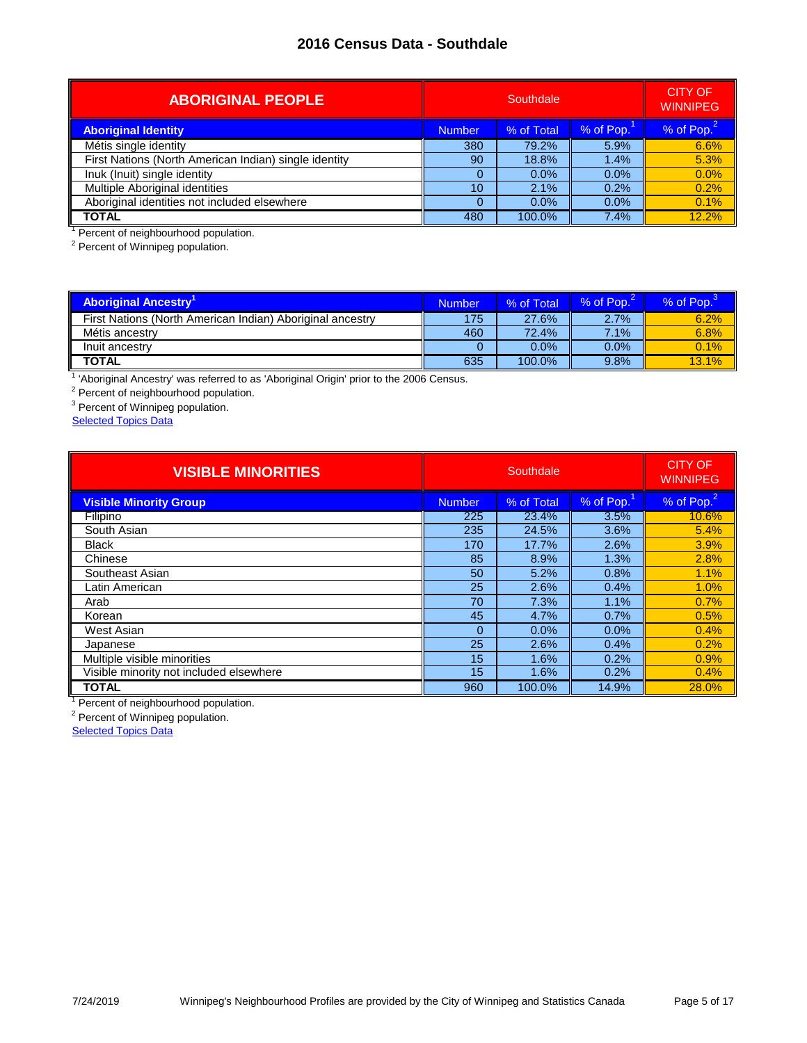# 2016 Census Data - Southdale

| ABORIGINAL PEOPLE | Southdale | | | CITY OF WINNIPEG |
|---|---|---|---|---|
| **Aboriginal Identity** | Number | % of Total | % of Pop.[1] | % of Pop.[2] |
| Métis single identity | 380 | 79.2% | 5.9% | 6.6% |
| First Nations (North American Indian) single identity | 90 | 18.8% | 1.4% | 5.3% |
| Inuk (Inuit) single identity | 0 | 0.0% | 0.0% | 0.0% |
| Multiple Aboriginal identities | 10 | 2.1% | 0.2% | 0.2% |
| Aboriginal identities not included elsewhere | 0 | 0.0% | 0.0% | 0.1% |
| **TOTAL** | 480 | 100.0% | 7.4% | 12.2% |

[1] Percent of neighbourhood population.
[2] Percent of Winnipeg population.

| Aboriginal Ancestry[1] | Number | % of Total | % of Pop.[2] | % of Pop.[3] |
|---|---|---|---|---|
| First Nations (North American Indian) Aboriginal ancestry | 175 | 27.6% | 2.7% | 6.2% |
| Métis ancestry | 460 | 72.4% | 7.1% | 6.8% |
| Inuit ancestry | 0 | 0.0% | 0.0% | 0.1% |
| **TOTAL** | 635 | 100.0% | 9.8% | 13.1% |

[1] 'Aboriginal Ancestry' was referred to as 'Aboriginal Origin' prior to the 2006 Census.
[2] Percent of neighbourhood population.
[3] Percent of Winnipeg population.
Selected Topics Data

| VISIBLE MINORITIES | Southdale | | | CITY OF WINNIPEG |
|---|---|---|---|---|
| **Visible Minority Group** | Number | % of Total | % of Pop.[1] | % of Pop.[2] |
| Filipino | 225 | 23.4% | 3.5% | 10.6% |
| South Asian | 235 | 24.5% | 3.6% | 5.4% |
| Black | 170 | 17.7% | 2.6% | 3.9% |
| Chinese | 85 | 8.9% | 1.3% | 2.8% |
| Southeast Asian | 50 | 5.2% | 0.8% | 1.1% |
| Latin American | 25 | 2.6% | 0.4% | 1.0% |
| Arab | 70 | 7.3% | 1.1% | 0.7% |
| Korean | 45 | 4.7% | 0.7% | 0.5% |
| West Asian | 0 | 0.0% | 0.0% | 0.4% |
| Japanese | 25 | 2.6% | 0.4% | 0.2% |
| Multiple visible minorities | 15 | 1.6% | 0.2% | 0.9% |
| Visible minority not included elsewhere | 15 | 1.6% | 0.2% | 0.4% |
| **TOTAL** | 960 | 100.0% | 14.9% | 28.0% |

[1] Percent of neighbourhood population.
[2] Percent of Winnipeg population.
Selected Topics Data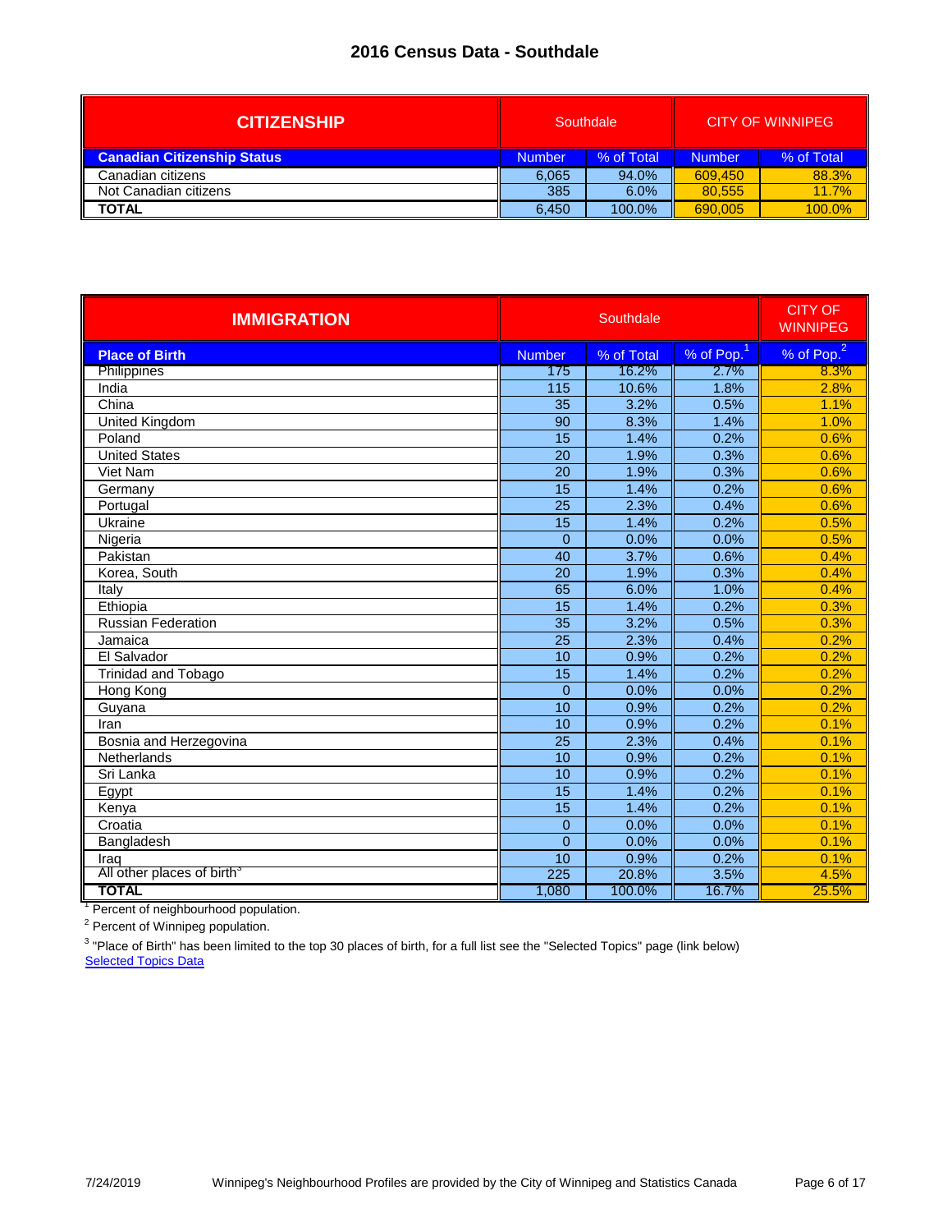# 2016 Census Data - Southdale

| CITIZENSHIP | Southdale | | CITY OF WINNIPEG | |
|---|---|---|---|---|
| **Canadian Citizenship Status** | Number | % of Total | Number | % of Total |
| Canadian citizens | 6,065 | 94.0% | 609,450 | 88.3% |
| Not Canadian citizens | 385 | 6.0% | 80,555 | 11.7% |
| **TOTAL** | 6,450 | 100.0% | 690,005 | 100.0% |

| IMMIGRATION | Southdale | | | CITY OF WINNIPEG |
|---|---|---|---|---|
| **Place of Birth** | Number | % of Total | % of Pop.[1] | % of Pop.[2] |
| Philippines | 175 | 16.2% | 2.7% | 8.3% |
| India | 115 | 10.6% | 1.8% | 2.8% |
| China | 35 | 3.2% | 0.5% | 1.1% |
| United Kingdom | 90 | 8.3% | 1.4% | 1.0% |
| Poland | 15 | 1.4% | 0.2% | 0.6% |
| United States | 20 | 1.9% | 0.3% | 0.6% |
| Viet Nam | 20 | 1.9% | 0.3% | 0.6% |
| Germany | 15 | 1.4% | 0.2% | 0.6% |
| Portugal | 25 | 2.3% | 0.4% | 0.6% |
| Ukraine | 15 | 1.4% | 0.2% | 0.5% |
| Nigeria | 0 | 0.0% | 0.0% | 0.5% |
| Pakistan | 40 | 3.7% | 0.6% | 0.4% |
| Korea, South | 20 | 1.9% | 0.3% | 0.4% |
| Italy | 65 | 6.0% | 1.0% | 0.4% |
| Ethiopia | 15 | 1.4% | 0.2% | 0.3% |
| Russian Federation | 35 | 3.2% | 0.5% | 0.3% |
| Jamaica | 25 | 2.3% | 0.4% | 0.2% |
| El Salvador | 10 | 0.9% | 0.2% | 0.2% |
| Trinidad and Tobago | 15 | 1.4% | 0.2% | 0.2% |
| Hong Kong | 0 | 0.0% | 0.0% | 0.2% |
| Guyana | 10 | 0.9% | 0.2% | 0.2% |
| Iran | 10 | 0.9% | 0.2% | 0.1% |
| Bosnia and Herzegovina | 25 | 2.3% | 0.4% | 0.1% |
| Netherlands | 10 | 0.9% | 0.2% | 0.1% |
| Sri Lanka | 10 | 0.9% | 0.2% | 0.1% |
| Egypt | 15 | 1.4% | 0.2% | 0.1% |
| Kenya | 15 | 1.4% | 0.2% | 0.1% |
| Croatia | 0 | 0.0% | 0.0% | 0.1% |
| Bangladesh | 0 | 0.0% | 0.0% | 0.1% |
| Iraq | 10 | 0.9% | 0.2% | 0.1% |
| All other places of birth[3] | 225 | 20.8% | 3.5% | 4.5% |
| **TOTAL** | 1,080 | 100.0% | 16.7% | 25.5% |

[1] Percent of neighbourhood population.

[2] Percent of Winnipeg population.

[3] "Place of Birth" has been limited to the top 30 places of birth, for a full list see the "Selected Topics" page (link below)
Selected Topics Data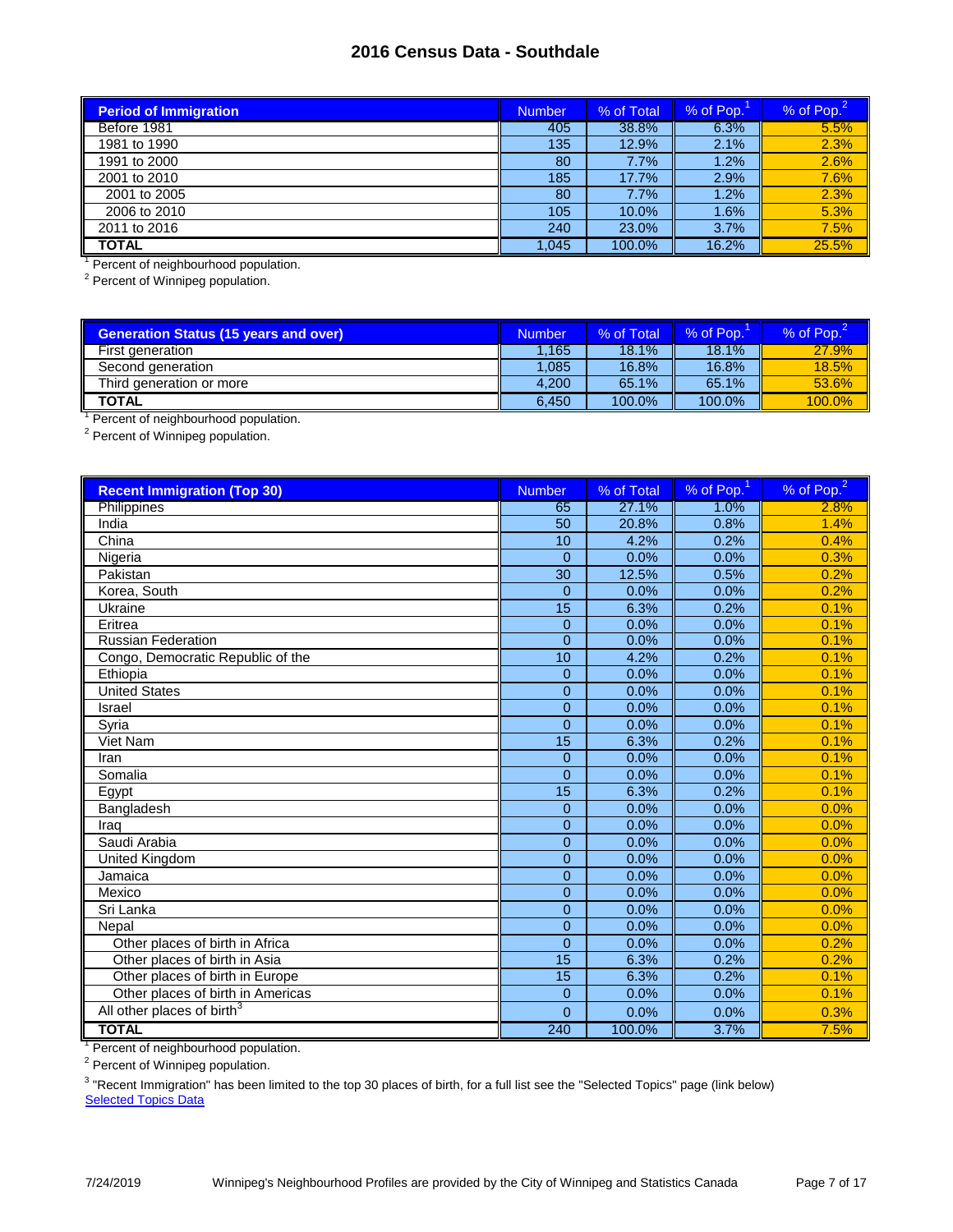# 2016 Census Data - Southdale

| Period of Immigration | Number | % of Total | % of Pop.[1] | % of Pop.[2] |
|---|---|---|---|---|
| Before 1981 | 405 | 38.8% | 6.3% | 5.5% |
| 1981 to 1990 | 135 | 12.9% | 2.1% | 2.3% |
| 1991 to 2000 | 80 | 7.7% | 1.2% | 2.6% |
| 2001 to 2010 | 185 | 17.7% | 2.9% | 7.6% |
| 2001 to 2005 | 80 | 7.7% | 1.2% | 2.3% |
| 2006 to 2010 | 105 | 10.0% | 1.6% | 5.3% |
| 2011 to 2016 | 240 | 23.0% | 3.7% | 7.5% |
| **TOTAL** | 1,045 | 100.0% | 16.2% | 25.5% |

[1] Percent of neighbourhood population.
[2] Percent of Winnipeg population.

| Generation Status (15 years and over) | Number | % of Total | % of Pop.[1] | % of Pop.[2] |
|---|---|---|---|---|
| First generation | 1,165 | 18.1% | 18.1% | 27.9% |
| Second generation | 1,085 | 16.8% | 16.8% | 18.5% |
| Third generation or more | 4,200 | 65.1% | 65.1% | 53.6% |
| **TOTAL** | 6,450 | 100.0% | 100.0% | 100.0% |

[1] Percent of neighbourhood population.
[2] Percent of Winnipeg population.

| Recent Immigration (Top 30) | Number | % of Total | % of Pop.[1] | % of Pop.[2] |
|---|---|---|---|---|
| Philippines | 65 | 27.1% | 1.0% | 2.8% |
| India | 50 | 20.8% | 0.8% | 1.4% |
| China | 10 | 4.2% | 0.2% | 0.4% |
| Nigeria | 0 | 0.0% | 0.0% | 0.3% |
| Pakistan | 30 | 12.5% | 0.5% | 0.2% |
| Korea, South | 0 | 0.0% | 0.0% | 0.2% |
| Ukraine | 15 | 6.3% | 0.2% | 0.1% |
| Eritrea | 0 | 0.0% | 0.0% | 0.1% |
| Russian Federation | 0 | 0.0% | 0.0% | 0.1% |
| Congo, Democratic Republic of the | 10 | 4.2% | 0.2% | 0.1% |
| Ethiopia | 0 | 0.0% | 0.0% | 0.1% |
| United States | 0 | 0.0% | 0.0% | 0.1% |
| Israel | 0 | 0.0% | 0.0% | 0.1% |
| Syria | 0 | 0.0% | 0.0% | 0.1% |
| Viet Nam | 15 | 6.3% | 0.2% | 0.1% |
| Iran | 0 | 0.0% | 0.0% | 0.1% |
| Somalia | 0 | 0.0% | 0.0% | 0.1% |
| Egypt | 15 | 6.3% | 0.2% | 0.1% |
| Bangladesh | 0 | 0.0% | 0.0% | 0.0% |
| Iraq | 0 | 0.0% | 0.0% | 0.0% |
| Saudi Arabia | 0 | 0.0% | 0.0% | 0.0% |
| United Kingdom | 0 | 0.0% | 0.0% | 0.0% |
| Jamaica | 0 | 0.0% | 0.0% | 0.0% |
| Mexico | 0 | 0.0% | 0.0% | 0.0% |
| Sri Lanka | 0 | 0.0% | 0.0% | 0.0% |
| Nepal | 0 | 0.0% | 0.0% | 0.0% |
| Other places of birth in Africa | 0 | 0.0% | 0.0% | 0.2% |
| Other places of birth in Asia | 15 | 6.3% | 0.2% | 0.2% |
| Other places of birth in Europe | 15 | 6.3% | 0.2% | 0.1% |
| Other places of birth in Americas | 0 | 0.0% | 0.0% | 0.1% |
| All other places of birth[3] | 0 | 0.0% | 0.0% | 0.3% |
| **TOTAL** | 240 | 100.0% | 3.7% | 7.5% |

[1] Percent of neighbourhood population.
[2] Percent of Winnipeg population.
[3] "Recent Immigration" has been limited to the top 30 places of birth, for a full list see the "Selected Topics" page (link below)
Selected Topics Data

7/24/2019 Winnipeg's Neighbourhood Profiles are provided by the City of Winnipeg and Statistics Canada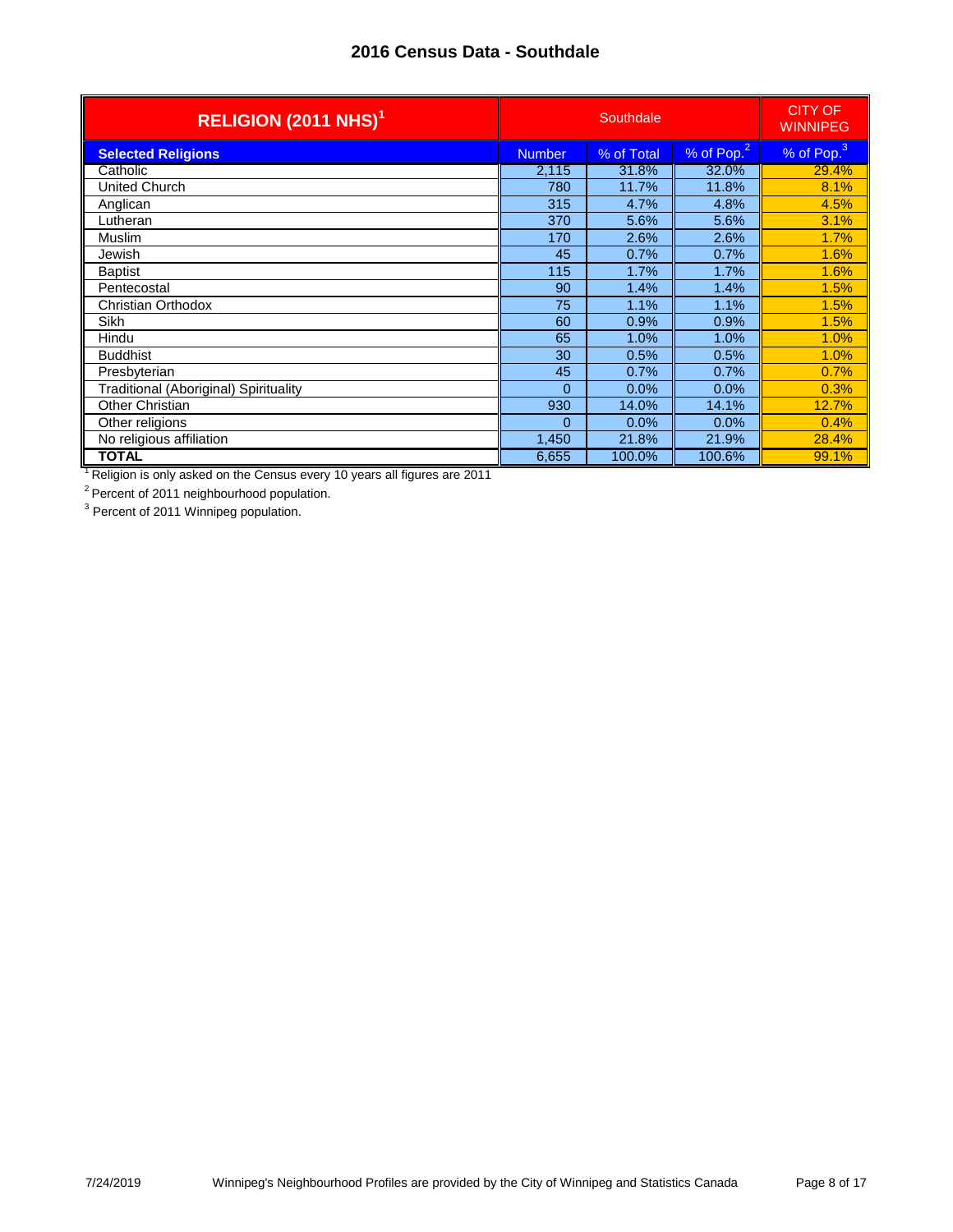## 2016 Census Data - Southdale

| RELIGION (2011 NHS)[1] | Southdale | | | CITY OF WINNIPEG |
|---|---|---|---|---|
| **Selected Religions** | Number | % of Total | % of Pop.[2] | % of Pop.[3] |
| Catholic | 2,115 | 31.8% | 32.0% | 29.4% |
| United Church | 780 | 11.7% | 11.8% | 8.1% |
| Anglican | 315 | 4.7% | 4.8% | 4.5% |
| Lutheran | 370 | 5.6% | 5.6% | 3.1% |
| Muslim | 170 | 2.6% | 2.6% | 1.7% |
| Jewish | 45 | 0.7% | 0.7% | 1.6% |
| Baptist | 115 | 1.7% | 1.7% | 1.6% |
| Pentecostal | 90 | 1.4% | 1.4% | 1.5% |
| Christian Orthodox | 75 | 1.1% | 1.1% | 1.5% |
| Sikh | 60 | 0.9% | 0.9% | 1.5% |
| Hindu | 65 | 1.0% | 1.0% | 1.0% |
| Buddhist | 30 | 0.5% | 0.5% | 1.0% |
| Presbyterian | 45 | 0.7% | 0.7% | 0.7% |
| Traditional (Aboriginal) Spirituality | 0 | 0.0% | 0.0% | 0.3% |
| Other Christian | 930 | 14.0% | 14.1% | 12.7% |
| Other religions | 0 | 0.0% | 0.0% | 0.4% |
| No religious affiliation | 1,450 | 21.8% | 21.9% | 28.4% |
| **TOTAL** | 6,655 | 100.0% | 100.6% | 99.1% |

[1] Religion is only asked on the Census every 10 years all figures are 2011

[2] Percent of 2011 neighbourhood population.

[3] Percent of 2011 Winnipeg population.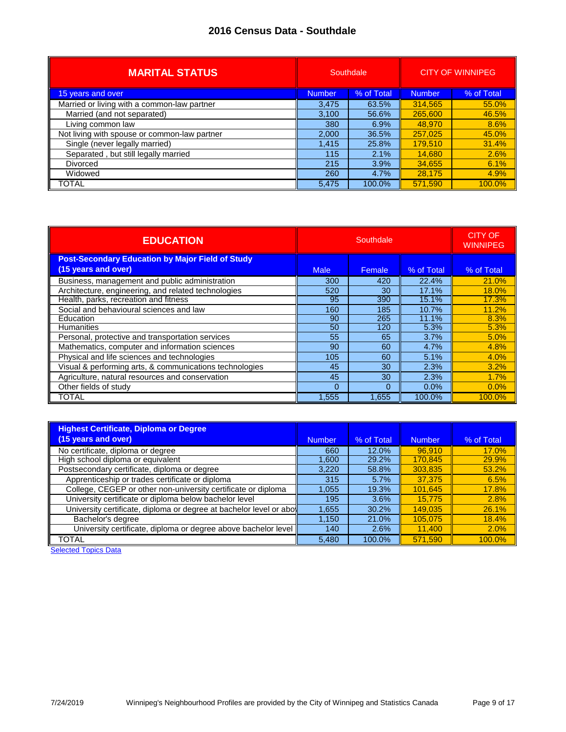# 2016 Census Data - Southdale

| MARITAL STATUS | Southdale | | CITY OF WINNIPEG | |
|---|---|---|---|---|
| 15 years and over | Number | % of Total | Number | % of Total |
| Married or living with a common-law partner | 3,475 | 63.5% | 314,565 | 55.0% |
| Married (and not separated) | 3,100 | 56.6% | 265,600 | 46.5% |
| Living common law | 380 | 6.9% | 48,970 | 8.6% |
| Not living with spouse or common-law partner | 2,000 | 36.5% | 257,025 | 45.0% |
| Single (never legally married) | 1,415 | 25.8% | 179,510 | 31.4% |
| Separated , but still legally married | 115 | 2.1% | 14,680 | 2.6% |
| Divorced | 215 | 3.9% | 34,655 | 6.1% |
| Widowed | 260 | 4.7% | 28,175 | 4.9% |
| TOTAL | 5,475 | 100.0% | 571,590 | 100.0% |

| EDUCATION | Southdale | | | CITY OF WINNIPEG |
|---|---|---|---|---|
| Post-Secondary Education by Major Field of Study (15 years and over) | Male | Female | % of Total | % of Total |
| Business, management and public administration | 300 | 420 | 22.4% | 21.0% |
| Architecture, engineering, and related technologies | 520 | 30 | 17.1% | 18.0% |
| Health, parks, recreation and fitness | 95 | 390 | 15.1% | 17.3% |
| Social and behavioural sciences and law | 160 | 185 | 10.7% | 11.2% |
| Education | 90 | 265 | 11.1% | 8.3% |
| Humanities | 50 | 120 | 5.3% | 5.3% |
| Personal, protective and transportation services | 55 | 65 | 3.7% | 5.0% |
| Mathematics, computer and information sciences | 90 | 60 | 4.7% | 4.8% |
| Physical and life sciences and technologies | 105 | 60 | 5.1% | 4.0% |
| Visual & performing arts, & communications technologies | 45 | 30 | 2.3% | 3.2% |
| Agriculture, natural resources and conservation | 45 | 30 | 2.3% | 1.7% |
| Other fields of study | 0 | 0 | 0.0% | 0.0% |
| TOTAL | 1,555 | 1,655 | 100.0% | 100.0% |

| Highest Certificate, Diploma or Degree (15 years and over) | Number | % of Total | Number | % of Total |
|---|---|---|---|---|
| No certificate, diploma or degree | 660 | 12.0% | 96,910 | 17.0% |
| High school diploma or equivalent | 1,600 | 29.2% | 170,845 | 29.9% |
| Postsecondary certificate, diploma or degree | 3,220 | 58.8% | 303,835 | 53.2% |
| Apprenticeship or trades certificate or diploma | 315 | 5.7% | 37,375 | 6.5% |
| College, CEGEP or other non-university certificate or diploma | 1,055 | 19.3% | 101,645 | 17.8% |
| University certificate or diploma below bachelor level | 195 | 3.6% | 15,775 | 2.8% |
| University certificate, diploma or degree at bachelor level or abo | 1,655 | 30.2% | 149,035 | 26.1% |
| Bachelor's degree | 1,150 | 21.0% | 105,075 | 18.4% |
| University certificate, diploma or degree above bachelor level | 140 | 2.6% | 11,400 | 2.0% |
| TOTAL | 5,480 | 100.0% | 571,590 | 100.0% |

Selected Topics Data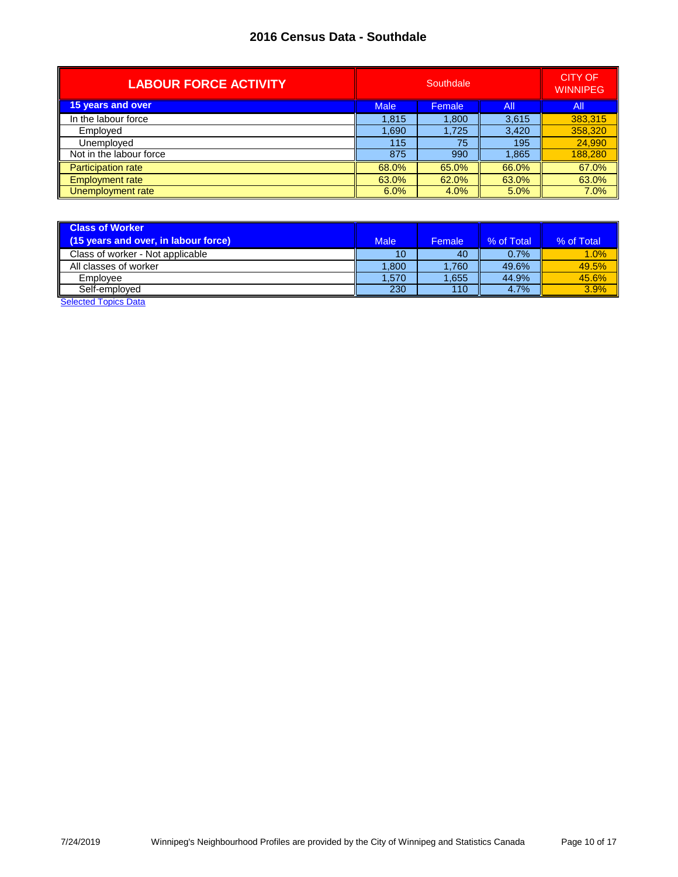# 2016 Census Data - Southdale

| LABOUR FORCE ACTIVITY | Southdale | | | CITY OF WINNIPEG |
|---|---|---|---|---|
| **15 years and over** | Male | Female | All | All |
| In the labour force | 1,815 | 1,800 | 3,615 | 383,315 |
| Employed | 1,690 | 1,725 | 3,420 | 358,320 |
| Unemployed | 115 | 75 | 195 | 24,990 |
| Not in the labour force | 875 | 990 | 1,865 | 188,280 |
| Participation rate | 68.0% | 65.0% | 66.0% | 67.0% |
| Employment rate | 63.0% | 62.0% | 63.0% | 63.0% |
| Unemployment rate | 6.0% | 4.0% | 5.0% | 7.0% |

| Class of Worker (15 years and over, in labour force) | Male | Female | % of Total | % of Total |
|---|---|---|---|---|
| Class of worker - Not applicable | 10 | 40 | 0.7% | 1.0% |
| All classes of worker | 1,800 | 1,760 | 49.6% | 49.5% |
| Employee | 1,570 | 1,655 | 44.9% | 45.6% |
| Self-employed | 230 | 110 | 4.7% | 3.9% |

Selected Topics Data

7/24/2019 Winnipeg's Neighbourhood Profiles are provided by the City of Winnipeg and Statistics Canada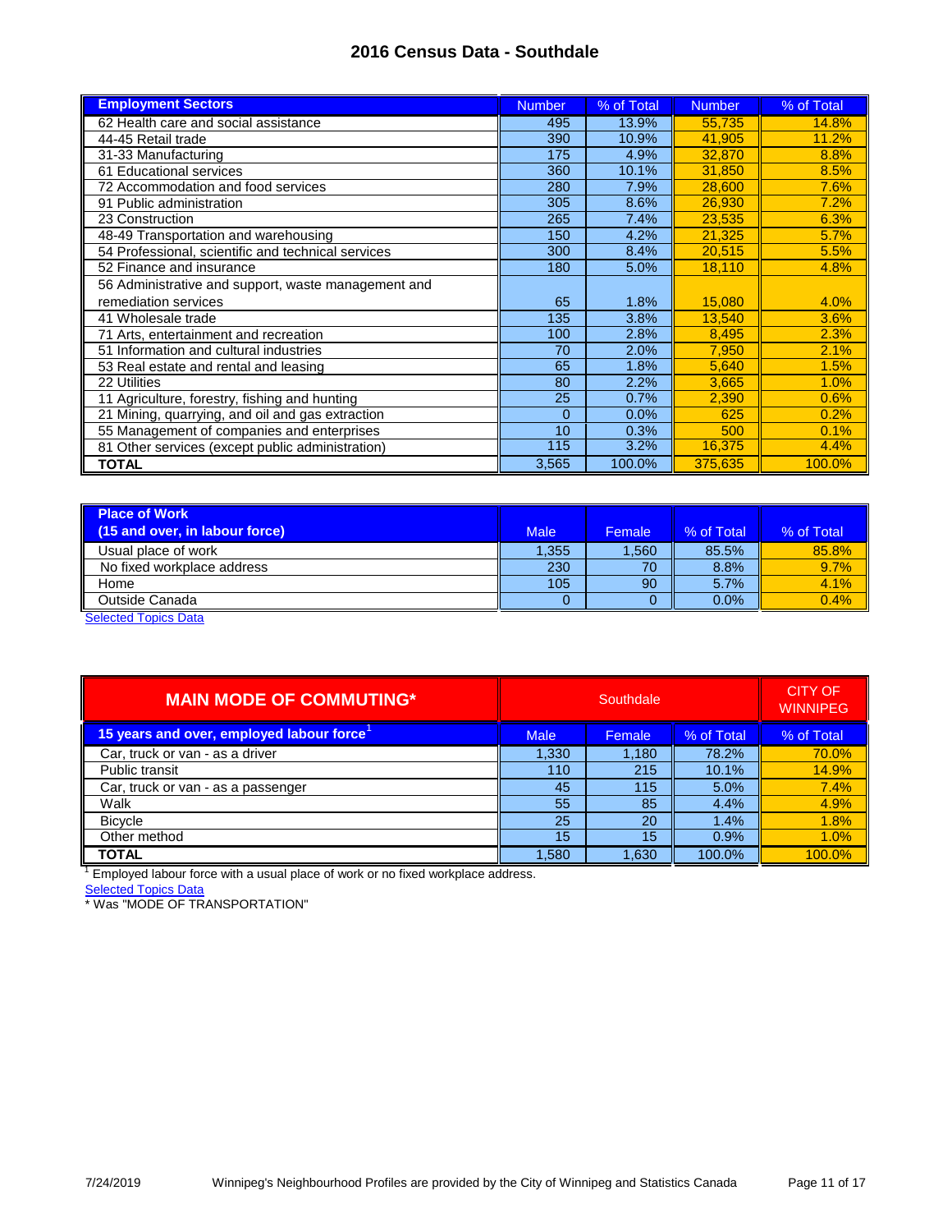# 2016 Census Data - Southdale

| Employment Sectors | Number | % of Total | Number | % of Total |
|---|---|---|---|---|
| 62 Health care and social assistance | 495 | 13.9% | 55,735 | 14.8% |
| 44-45 Retail trade | 390 | 10.9% | 41,905 | 11.2% |
| 31-33 Manufacturing | 175 | 4.9% | 32,870 | 8.8% |
| 61 Educational services | 360 | 10.1% | 31,850 | 8.5% |
| 72 Accommodation and food services | 280 | 7.9% | 28,600 | 7.6% |
| 91 Public administration | 305 | 8.6% | 26,930 | 7.2% |
| 23 Construction | 265 | 7.4% | 23,535 | 6.3% |
| 48-49 Transportation and warehousing | 150 | 4.2% | 21,325 | 5.7% |
| 54 Professional, scientific and technical services | 300 | 8.4% | 20,515 | 5.5% |
| 52 Finance and insurance | 180 | 5.0% | 18,110 | 4.8% |
| 56 Administrative and support, waste management and remediation services | 65 | 1.8% | 15,080 | 4.0% |
| 41 Wholesale trade | 135 | 3.8% | 13,540 | 3.6% |
| 71 Arts, entertainment and recreation | 100 | 2.8% | 8,495 | 2.3% |
| 51 Information and cultural industries | 70 | 2.0% | 7,950 | 2.1% |
| 53 Real estate and rental and leasing | 65 | 1.8% | 5,640 | 1.5% |
| 22 Utilities | 80 | 2.2% | 3,665 | 1.0% |
| 11 Agriculture, forestry, fishing and hunting | 25 | 0.7% | 2,390 | 0.6% |
| 21 Mining, quarrying, and oil and gas extraction | 0 | 0.0% | 625 | 0.2% |
| 55 Management of companies and enterprises | 10 | 0.3% | 500 | 0.1% |
| 81 Other services (except public administration) | 115 | 3.2% | 16,375 | 4.4% |
| **TOTAL** | 3,565 | 100.0% | 375,635 | 100.0% |

| Place of Work (15 and over, in labour force) | Male | Female | % of Total | % of Total |
|---|---|---|---|---|
| Usual place of work | 1,355 | 1,560 | 85.5% | 85.8% |
| No fixed workplace address | 230 | 70 | 8.8% | 9.7% |
| Home | 105 | 90 | 5.7% | 4.1% |
| Outside Canada | 0 | 0 | 0.0% | 0.4% |

Selected Topics Data

| MAIN MODE OF COMMUTING* | Southdale | | | CITY OF WINNIPEG |
|---|---|---|---|---|
| 15 years and over, employed labour force[1] | Male | Female | % of Total | % of Total |
| Car, truck or van - as a driver | 1,330 | 1,180 | 78.2% | 70.0% |
| Public transit | 110 | 215 | 10.1% | 14.9% |
| Car, truck or van - as a passenger | 45 | 115 | 5.0% | 7.4% |
| Walk | 55 | 85 | 4.4% | 4.9% |
| Bicycle | 25 | 20 | 1.4% | 1.8% |
| Other method | 15 | 15 | 0.9% | 1.0% |
| **TOTAL** | 1,580 | 1,630 | 100.0% | 100.0% |

[1] Employed labour force with a usual place of work or no fixed workplace address.

Selected Topics Data

* Was "MODE OF TRANSPORTATION"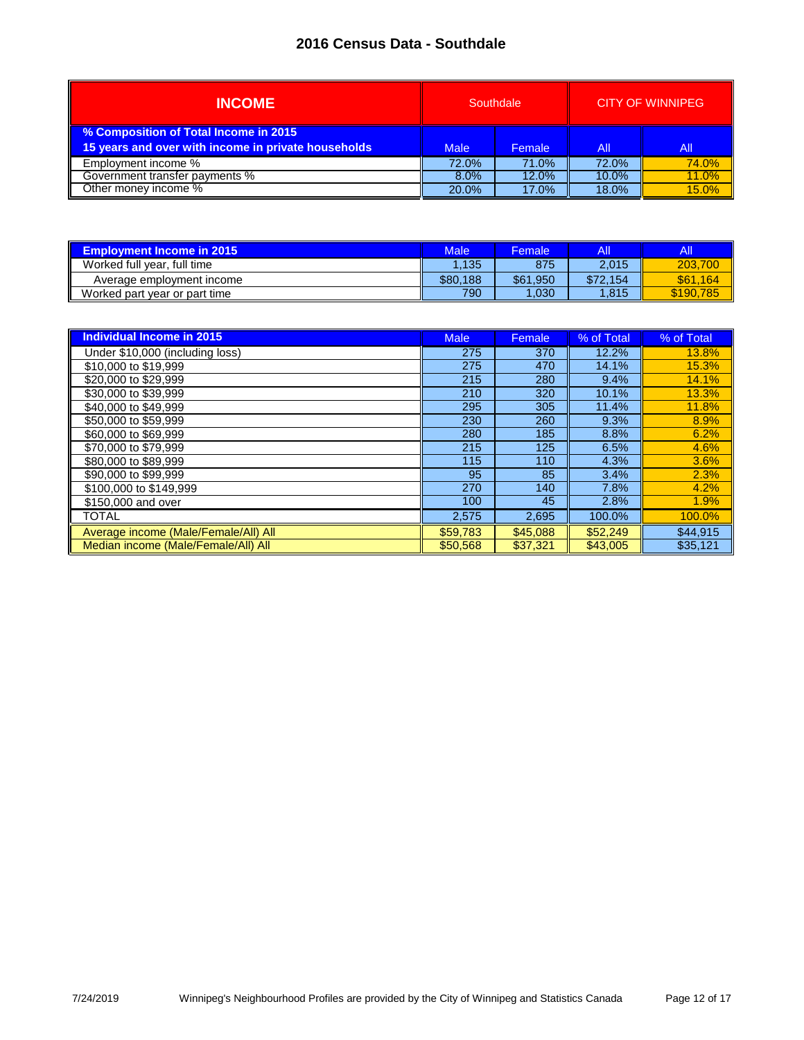# 2016 Census Data - Southdale

| INCOME | Southdale | | | CITY OF WINNIPEG |
|---|---|---|---|---|
| **% Composition of Total Income in 2015 15 years and over with income in private households** | Male | Female | All | All |
| Employment income % | 72.0% | 71.0% | 72.0% | 74.0% |
| Government transfer payments % | 8.0% | 12.0% | 10.0% | 11.0% |
| Other money income % | 20.0% | 17.0% | 18.0% | 15.0% |

| Employment Income in 2015 | Male | Female | All | All |
|---|---|---|---|---|
| Worked full year, full time | 1,135 | 875 | 2,015 | 203,700 |
| Average employment income | $80,188 | $61,950 | $72,154 | $61,164 |
| Worked part year or part time | 790 | 1,030 | 1,815 | $190,785 |

| Individual Income in 2015 | Male | Female | % of Total | % of Total |
|---|---|---|---|---|
| Under $10,000 (including loss) | 275 | 370 | 12.2% | 13.8% |
| $10,000 to $19,999 | 275 | 470 | 14.1% | 15.3% |
| $20,000 to $29,999 | 215 | 280 | 9.4% | 14.1% |
| $30,000 to $39,999 | 210 | 320 | 10.1% | 13.3% |
| $40,000 to $49,999 | 295 | 305 | 11.4% | 11.8% |
| $50,000 to $59,999 | 230 | 260 | 9.3% | 8.9% |
| $60,000 to $69,999 | 280 | 185 | 8.8% | 6.2% |
| $70,000 to $79,999 | 215 | 125 | 6.5% | 4.6% |
| $80,000 to $89,999 | 115 | 110 | 4.3% | 3.6% |
| $90,000 to $99,999 | 95 | 85 | 3.4% | 2.3% |
| $100,000 to $149,999 | 270 | 140 | 7.8% | 4.2% |
| $150,000 and over | 100 | 45 | 2.8% | 1.9% |
| TOTAL | 2,575 | 2,695 | 100.0% | 100.0% |
| Average income (Male/Female/All) All | $59,783 | $45,088 | $52,249 | $44,915 |
| Median income (Male/Female/All) All | $50,568 | $37,321 | $43,005 | $35,121 |

7/24/2019 Winnipeg's Neighbourhood Profiles are provided by the City of Winnipeg and Statistics Canada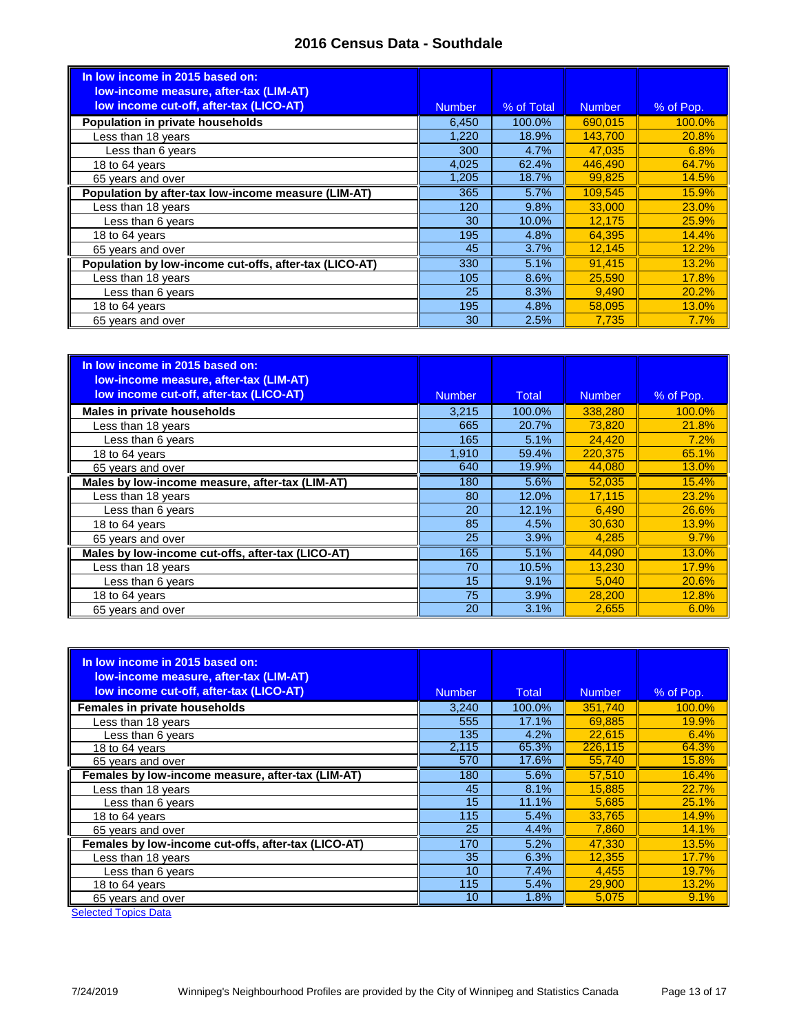# 2016 Census Data - Southdale

| In low income in 2015 based on: low-income measure, after-tax (LIM-AT) low income cut-off, after-tax (LICO-AT) | Number | % of Total | Number | % of Pop. |
|---|---|---|---|---|
| **Population in private households** | 6,450 | 100.0% | 690,015 | 100.0% |
| Less than 18 years | 1,220 | 18.9% | 143,700 | 20.8% |
| Less than 6 years | 300 | 4.7% | 47,035 | 6.8% |
| 18 to 64 years | 4,025 | 62.4% | 446,490 | 64.7% |
| 65 years and over | 1,205 | 18.7% | 99,825 | 14.5% |
| **Population by after-tax low-income measure (LIM-AT)** | 365 | 5.7% | 109,545 | 15.9% |
| Less than 18 years | 120 | 9.8% | 33,000 | 23.0% |
| Less than 6 years | 30 | 10.0% | 12,175 | 25.9% |
| 18 to 64 years | 195 | 4.8% | 64,395 | 14.4% |
| 65 years and over | 45 | 3.7% | 12,145 | 12.2% |
| **Population by low-income cut-offs, after-tax (LICO-AT)** | 330 | 5.1% | 91,415 | 13.2% |
| Less than 18 years | 105 | 8.6% | 25,590 | 17.8% |
| Less than 6 years | 25 | 8.3% | 9,490 | 20.2% |
| 18 to 64 years | 195 | 4.8% | 58,095 | 13.0% |
| 65 years and over | 30 | 2.5% | 7,735 | 7.7% |

| In low income in 2015 based on: low-income measure, after-tax (LIM-AT) low income cut-off, after-tax (LICO-AT) | Number | Total | Number | % of Pop. |
|---|---|---|---|---|
| **Males in private households** | 3,215 | 100.0% | 338,280 | 100.0% |
| Less than 18 years | 665 | 20.7% | 73,820 | 21.8% |
| Less than 6 years | 165 | 5.1% | 24,420 | 7.2% |
| 18 to 64 years | 1,910 | 59.4% | 220,375 | 65.1% |
| 65 years and over | 640 | 19.9% | 44,080 | 13.0% |
| **Males by low-income measure, after-tax (LIM-AT)** | 180 | 5.6% | 52,035 | 15.4% |
| Less than 18 years | 80 | 12.0% | 17,115 | 23.2% |
| Less than 6 years | 20 | 12.1% | 6,490 | 26.6% |
| 18 to 64 years | 85 | 4.5% | 30,630 | 13.9% |
| 65 years and over | 25 | 3.9% | 4,285 | 9.7% |
| **Males by low-income cut-offs, after-tax (LICO-AT)** | 165 | 5.1% | 44,090 | 13.0% |
| Less than 18 years | 70 | 10.5% | 13,230 | 17.9% |
| Less than 6 years | 15 | 9.1% | 5,040 | 20.6% |
| 18 to 64 years | 75 | 3.9% | 28,200 | 12.8% |
| 65 years and over | 20 | 3.1% | 2,655 | 6.0% |

| In low income in 2015 based on: low-income measure, after-tax (LIM-AT) low income cut-off, after-tax (LICO-AT) | Number | Total | Number | % of Pop. |
|---|---|---|---|---|
| **Females in private households** | 3,240 | 100.0% | 351,740 | 100.0% |
| Less than 18 years | 555 | 17.1% | 69,885 | 19.9% |
| Less than 6 years | 135 | 4.2% | 22,615 | 6.4% |
| 18 to 64 years | 2,115 | 65.3% | 226,115 | 64.3% |
| 65 years and over | 570 | 17.6% | 55,740 | 15.8% |
| **Females by low-income measure, after-tax (LIM-AT)** | 180 | 5.6% | 57,510 | 16.4% |
| Less than 18 years | 45 | 8.1% | 15,885 | 22.7% |
| Less than 6 years | 15 | 11.1% | 5,685 | 25.1% |
| 18 to 64 years | 115 | 5.4% | 33,765 | 14.9% |
| 65 years and over | 25 | 4.4% | 7,860 | 14.1% |
| **Females by low-income cut-offs, after-tax (LICO-AT)** | 170 | 5.2% | 47,330 | 13.5% |
| Less than 18 years | 35 | 6.3% | 12,355 | 17.7% |
| Less than 6 years | 10 | 7.4% | 4,455 | 19.7% |
| 18 to 64 years | 115 | 5.4% | 29,900 | 13.2% |
| 65 years and over | 10 | 1.8% | 5,075 | 9.1% |

Selected Topics Data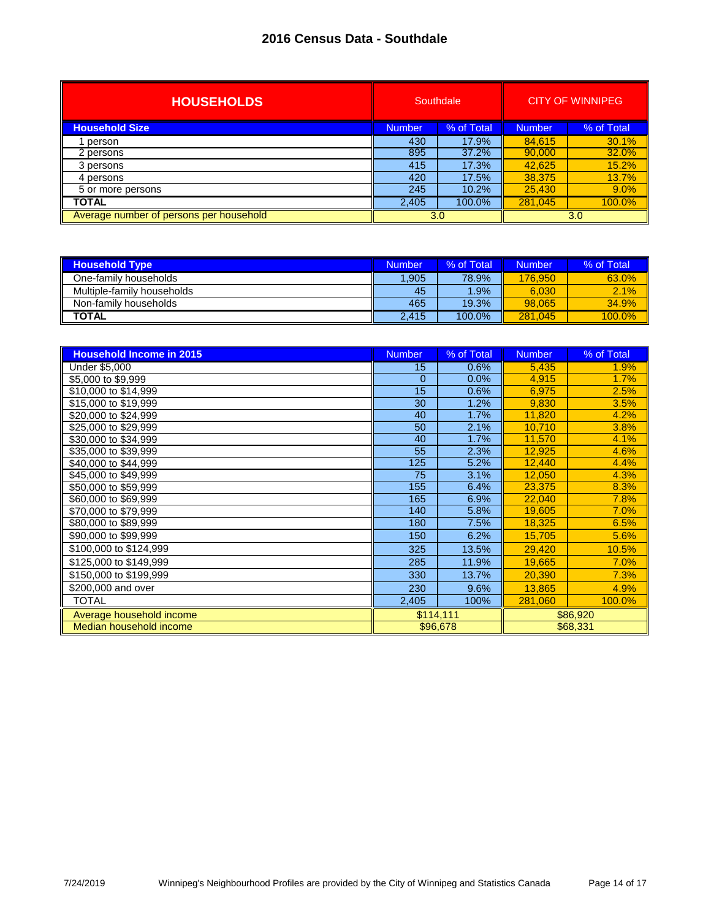# 2016 Census Data - Southdale

| HOUSEHOLDS | Southdale | | CITY OF WINNIPEG | |
|---|---|---|---|---|
| **Household Size** | Number | % of Total | Number | % of Total |
| 1 person | 430 | 17.9% | 84,615 | 30.1% |
| 2 persons | 895 | 37.2% | 90,000 | 32.0% |
| 3 persons | 415 | 17.3% | 42,625 | 15.2% |
| 4 persons | 420 | 17.5% | 38,375 | 13.7% |
| 5 or more persons | 245 | 10.2% | 25,430 | 9.0% |
| **TOTAL** | 2,405 | 100.0% | 281,045 | 100.0% |
| Average number of persons per household | 3.0 | | 3.0 | |

| **Household Type** | Number | % of Total | Number | % of Total |
|---|---|---|---|---|
| One-family households | 1,905 | 78.9% | 176,950 | 63.0% |
| Multiple-family households | 45 | 1.9% | 6,030 | 2.1% |
| Non-family households | 465 | 19.3% | 98,065 | 34.9% |
| **TOTAL** | 2,415 | 100.0% | 281,045 | 100.0% |

| **Household Income in 2015** | Number | % of Total | Number | % of Total |
|---|---|---|---|---|
| Under $5,000 | 15 | 0.6% | 5,435 | 1.9% |
| $5,000 to $9,999 | 0 | 0.0% | 4,915 | 1.7% |
| $10,000 to $14,999 | 15 | 0.6% | 6,975 | 2.5% |
| $15,000 to $19,999 | 30 | 1.2% | 9,830 | 3.5% |
| $20,000 to $24,999 | 40 | 1.7% | 11,820 | 4.2% |
| $25,000 to $29,999 | 50 | 2.1% | 10,710 | 3.8% |
| $30,000 to $34,999 | 40 | 1.7% | 11,570 | 4.1% |
| $35,000 to $39,999 | 55 | 2.3% | 12,925 | 4.6% |
| $40,000 to $44,999 | 125 | 5.2% | 12,440 | 4.4% |
| $45,000 to $49,999 | 75 | 3.1% | 12,050 | 4.3% |
| $50,000 to $59,999 | 155 | 6.4% | 23,375 | 8.3% |
| $60,000 to $69,999 | 165 | 6.9% | 22,040 | 7.8% |
| $70,000 to $79,999 | 140 | 5.8% | 19,605 | 7.0% |
| $80,000 to $89,999 | 180 | 7.5% | 18,325 | 6.5% |
| $90,000 to $99,999 | 150 | 6.2% | 15,705 | 5.6% |
| $100,000 to $124,999 | 325 | 13.5% | 29,420 | 10.5% |
| $125,000 to $149,999 | 285 | 11.9% | 19,665 | 7.0% |
| $150,000 to $199,999 | 330 | 13.7% | 20,390 | 7.3% |
| $200,000 and over | 230 | 9.6% | 13,865 | 4.9% |
| TOTAL | 2,405 | 100% | 281,060 | 100.0% |
| Average household income | $114,111 | | $86,920 | |
| Median household income | $96,678 | | $68,331 | |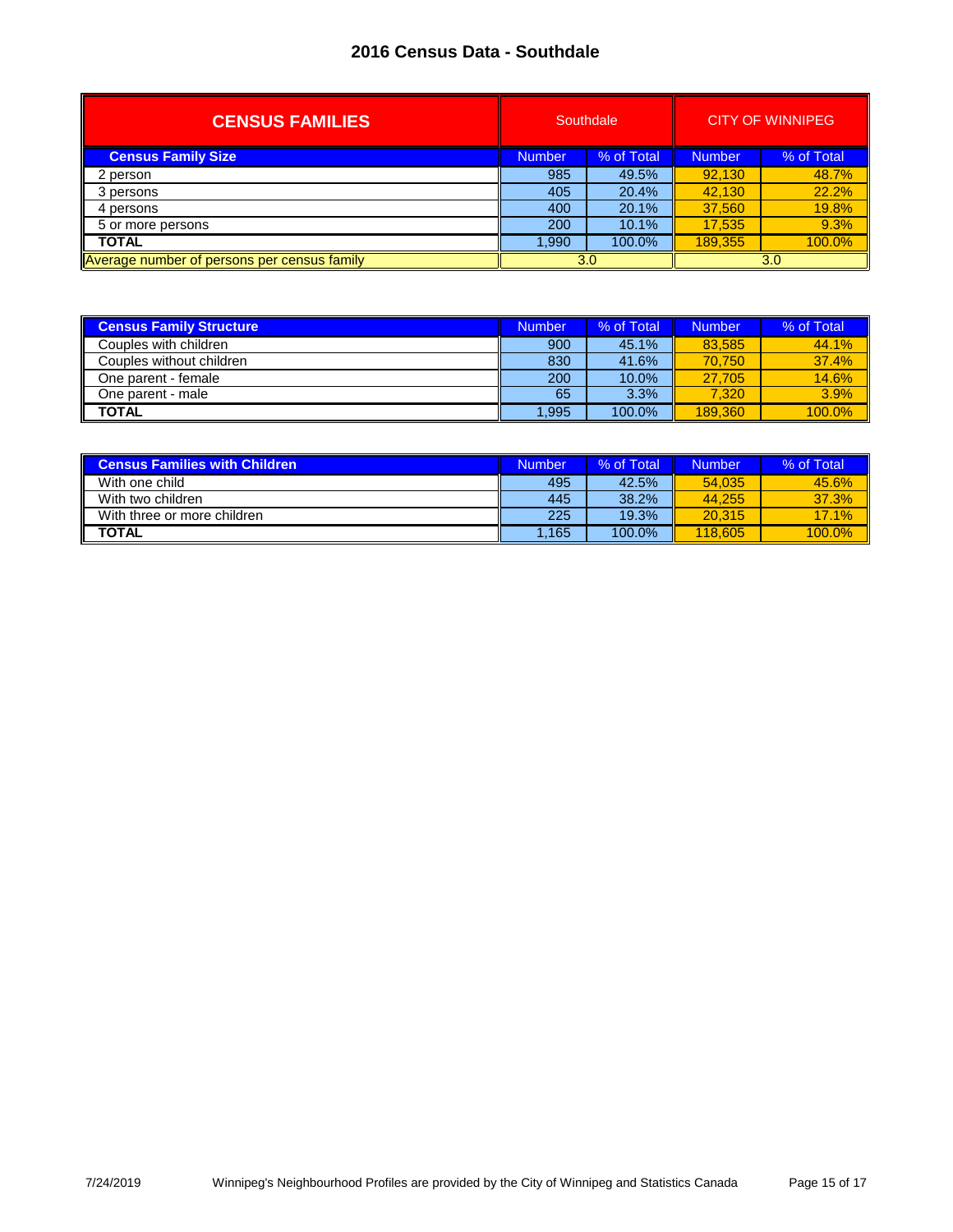# 2016 Census Data - Southdale

| CENSUS FAMILIES | Southdale | | CITY OF WINNIPEG | |
|---|---|---|---|---|
| **Census Family Size** | Number | % of Total | Number | % of Total |
| 2 person | 985 | 49.5% | 92,130 | 48.7% |
| 3 persons | 405 | 20.4% | 42,130 | 22.2% |
| 4 persons | 400 | 20.1% | 37,560 | 19.8% |
| 5 or more persons | 200 | 10.1% | 17,535 | 9.3% |
| **TOTAL** | 1,990 | 100.0% | 189,355 | 100.0% |
| Average number of persons per census family | 3.0 | | 3.0 | |

| Census Family Structure | Number | % of Total | Number | % of Total |
|---|---|---|---|---|
| Couples with children | 900 | 45.1% | 83,585 | 44.1% |
| Couples without children | 830 | 41.6% | 70,750 | 37.4% |
| One parent - female | 200 | 10.0% | 27,705 | 14.6% |
| One parent - male | 65 | 3.3% | 7,320 | 3.9% |
| **TOTAL** | 1,995 | 100.0% | 189,360 | 100.0% |

| Census Families with Children | Number | % of Total | Number | % of Total |
|---|---|---|---|---|
| With one child | 495 | 42.5% | 54,035 | 45.6% |
| With two children | 445 | 38.2% | 44,255 | 37.3% |
| With three or more children | 225 | 19.3% | 20,315 | 17.1% |
| **TOTAL** | 1,165 | 100.0% | 118,605 | 100.0% |

7/24/2019 Winnipeg's Neighbourhood Profiles are provided by the City of Winnipeg and Statistics Canada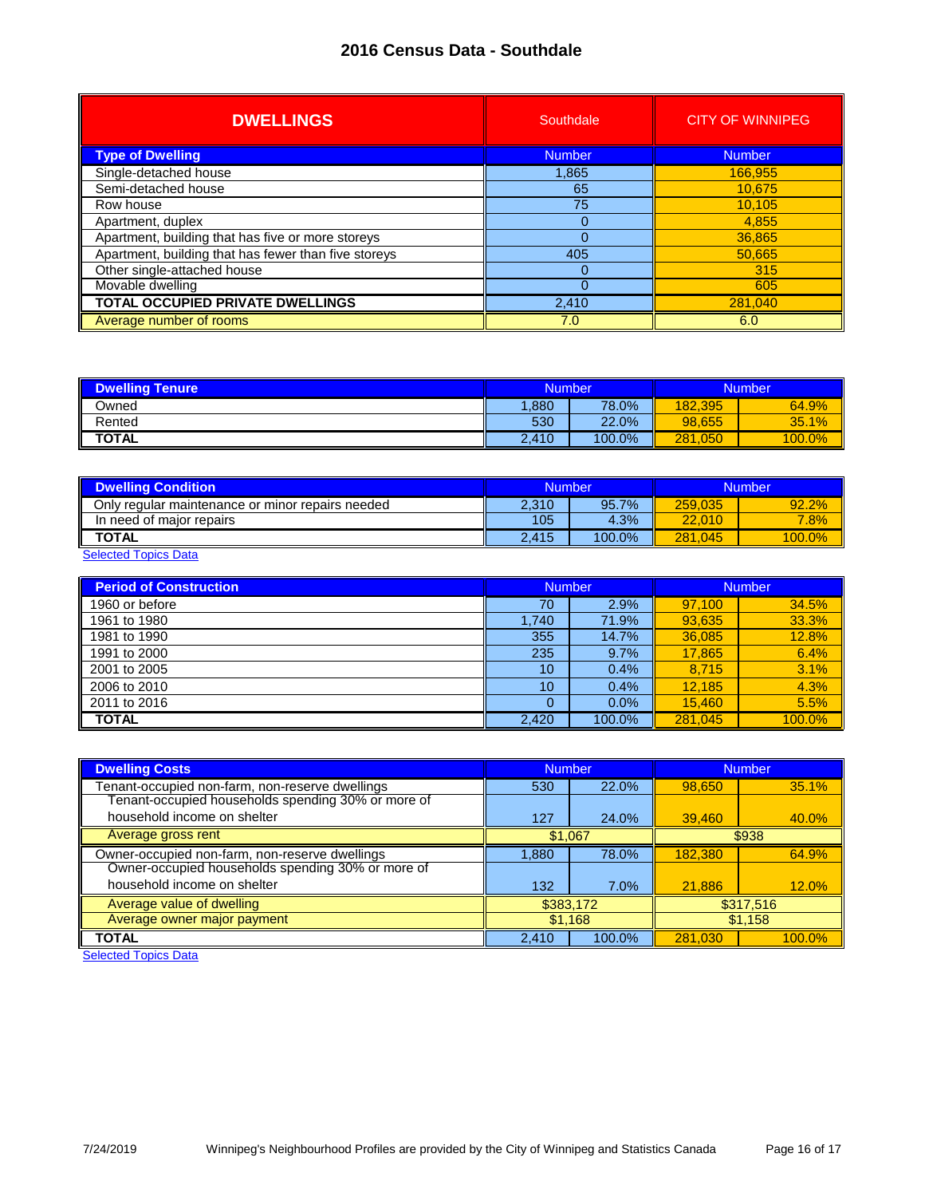# 2016 Census Data - Southdale

| DWELLINGS | Southdale | CITY OF WINNIPEG |
|---|---|---|
| **Type of Dwelling** | Number | Number |
| Single-detached house | 1,865 | 166,955 |
| Semi-detached house | 65 | 10,675 |
| Row house | 75 | 10,105 |
| Apartment, duplex | 0 | 4,855 |
| Apartment, building that has five or more storeys | 0 | 36,865 |
| Apartment, building that has fewer than five storeys | 405 | 50,665 |
| Other single-attached house | 0 | 315 |
| Movable dwelling | 0 | 605 |
| **TOTAL OCCUPIED PRIVATE DWELLINGS** | 2,410 | 281,040 |
| Average number of rooms | 7.0 | 6.0 |

| Dwelling Tenure | Number | | Number | |
|---|---|---|---|---|
| Owned | 1,880 | 78.0% | 182,395 | 64.9% |
| Rented | 530 | 22.0% | 98,655 | 35.1% |
| **TOTAL** | 2,410 | 100.0% | 281,050 | 100.0% |

| Dwelling Condition | Number | | Number | |
|---|---|---|---|---|
| Only regular maintenance or minor repairs needed | 2,310 | 95.7% | 259,035 | 92.2% |
| In need of major repairs | 105 | 4.3% | 22,010 | 7.8% |
| **TOTAL** | 2,415 | 100.0% | 281,045 | 100.0% |

Selected Topics Data

| Period of Construction | Number | | Number | |
|---|---|---|---|---|
| 1960 or before | 70 | 2.9% | 97,100 | 34.5% |
| 1961 to 1980 | 1,740 | 71.9% | 93,635 | 33.3% |
| 1981 to 1990 | 355 | 14.7% | 36,085 | 12.8% |
| 1991 to 2000 | 235 | 9.7% | 17,865 | 6.4% |
| 2001 to 2005 | 10 | 0.4% | 8,715 | 3.1% |
| 2006 to 2010 | 10 | 0.4% | 12,185 | 4.3% |
| 2011 to 2016 | 0 | 0.0% | 15,460 | 5.5% |
| **TOTAL** | 2,420 | 100.0% | 281,045 | 100.0% |

| Dwelling Costs | Number | | Number | |
|---|---|---|---|---|
| Tenant-occupied non-farm, non-reserve dwellings | 530 | 22.0% | 98,650 | 35.1% |
| Tenant-occupied households spending 30% or more of household income on shelter | 127 | 24.0% | 39,460 | 40.0% |
| Average gross rent | $1,067 | | $938 | |
| Owner-occupied non-farm, non-reserve dwellings | 1,880 | 78.0% | 182,380 | 64.9% |
| Owner-occupied households spending 30% or more of household income on shelter | 132 | 7.0% | 21,886 | 12.0% |
| Average value of dwelling | $383,172 | | $317,516 | |
| Average owner major payment | $1,168 | | $1,158 | |
| **TOTAL** | 2,410 | 100.0% | 281,030 | 100.0% |

Selected Topics Data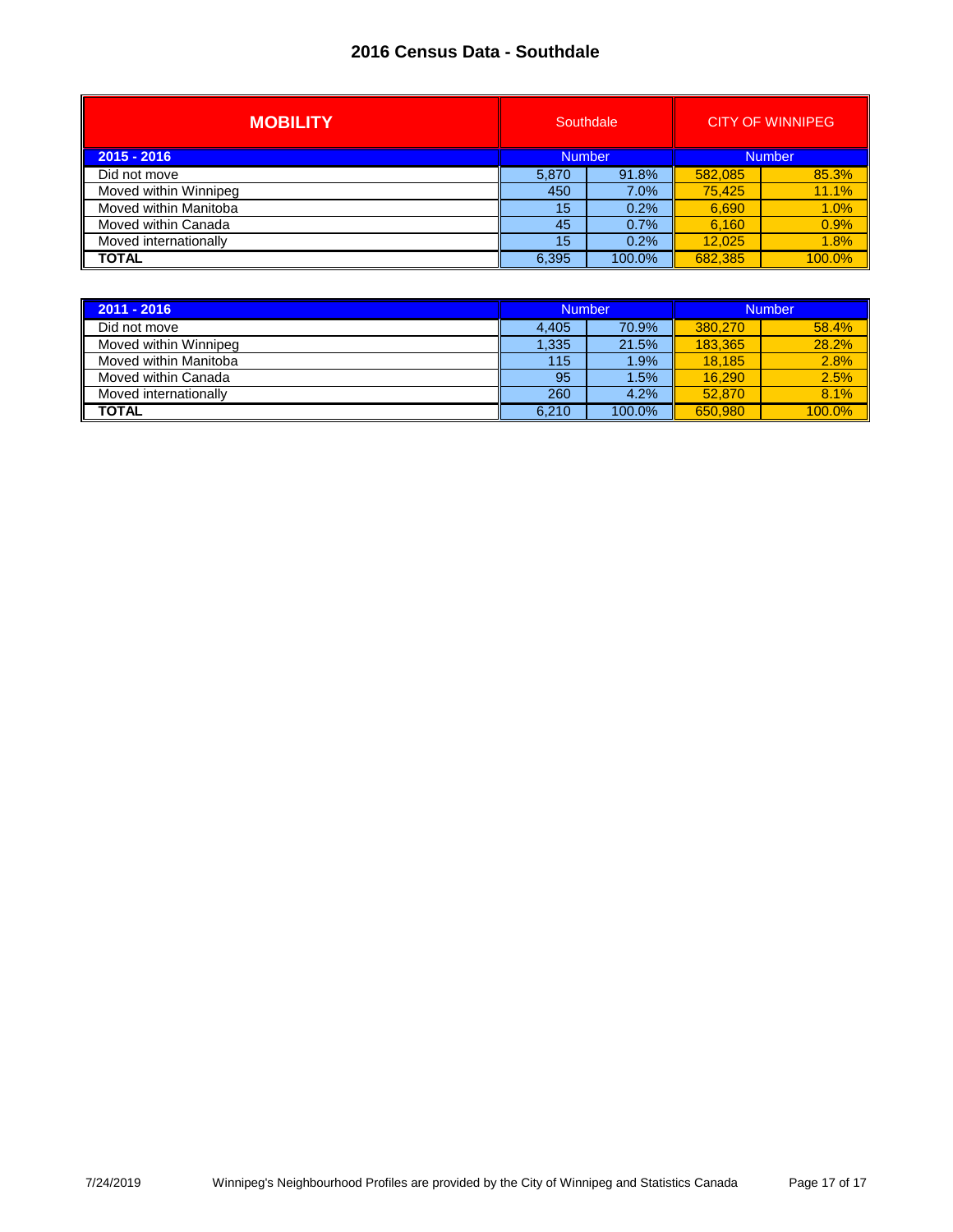# 2016 Census Data - Southdale

| MOBILITY | Southdale | | CITY OF WINNIPEG | |
|---|---|---|---|---|
| **2015 - 2016** | Number | | Number | |
| Did not move | 5,870 | 91.8% | 582,085 | 85.3% |
| Moved within Winnipeg | 450 | 7.0% | 75,425 | 11.1% |
| Moved within Manitoba | 15 | 0.2% | 6,690 | 1.0% |
| Moved within Canada | 45 | 0.7% | 6,160 | 0.9% |
| Moved internationally | 15 | 0.2% | 12,025 | 1.8% |
| **TOTAL** | 6,395 | 100.0% | 682,385 | 100.0% |

| **2011 - 2016** | Number | | Number | |
|---|---|---|---|---|
| Did not move | 4,405 | 70.9% | 380,270 | 58.4% |
| Moved within Winnipeg | 1,335 | 21.5% | 183,365 | 28.2% |
| Moved within Manitoba | 115 | 1.9% | 18,185 | 2.8% |
| Moved within Canada | 95 | 1.5% | 16,290 | 2.5% |
| Moved internationally | 260 | 4.2% | 52,870 | 8.1% |
| **TOTAL** | 6,210 | 100.0% | 650,980 | 100.0% |

7/24/2019 Winnipeg's Neighbourhood Profiles are provided by the City of Winnipeg and Statistics Canada